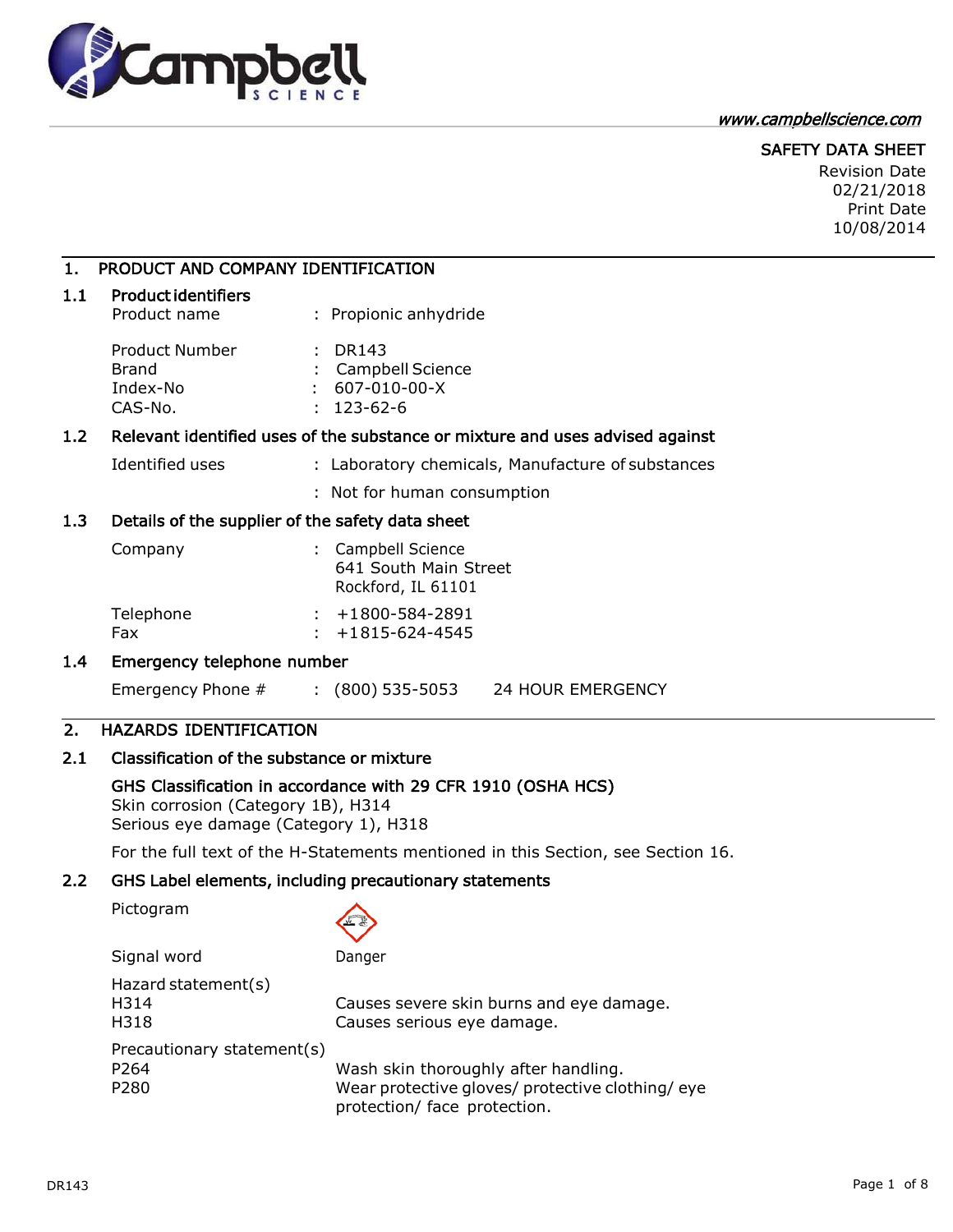www.campbellscience.com

SAFETY DATA SHEET

Revision Date 02/21/2018

Print Date 10/08/2014

## 1. PRODUCT AND COMPANY IDENTIFICATION

### 1.1 Product identifiers

| | | |
|---|---|---|
| Product name | : | Propionic anhydride |
| Product Number | : | DR143 |
| Brand | : | Campbell Science |
| Index-No | : | 607-010-00-X |
| CAS-No. | : | 123-62-6 |

### 1.2 Relevant identified uses of the substance or mixture and uses advised against

| | | |
|---|---|---|
| Identified uses | : | Laboratory chemicals, Manufacture of substances |
| | : | Not for human consumption |

### 1.3 Details of the supplier of the safety data sheet

| | | |
|---|---|---|
| Company | : | Campbell Science<br>641 South Main Street<br>Rockford, IL 61101 |
| Telephone | : | +1800-584-2891 |
| Fax | : | +1815-624-4545 |

### 1.4 Emergency telephone number

Emergency Phone # : (800) 535-5053 24 HOUR EMERGENCY

## 2. HAZARDS IDENTIFICATION

### 2.1 Classification of the substance or mixture

**GHS Classification in accordance with 29 CFR 1910 (OSHA HCS)**

Skin corrosion (Category 1B), H314

Serious eye damage (Category 1), H318

For the full text of the H-Statements mentioned in this Section, see Section 16.

### 2.2 GHS Label elements, including precautionary statements

Pictogram

Signal word: Danger

Hazard statement(s)

| | |
|---|---|
| H314 | Causes severe skin burns and eye damage. |
| H318 | Causes serious eye damage. |

Precautionary statement(s)

| | |
|---|---|
| P264 | Wash skin thoroughly after handling. |
| P280 | Wear protective gloves/ protective clothing/ eye protection/ face protection. |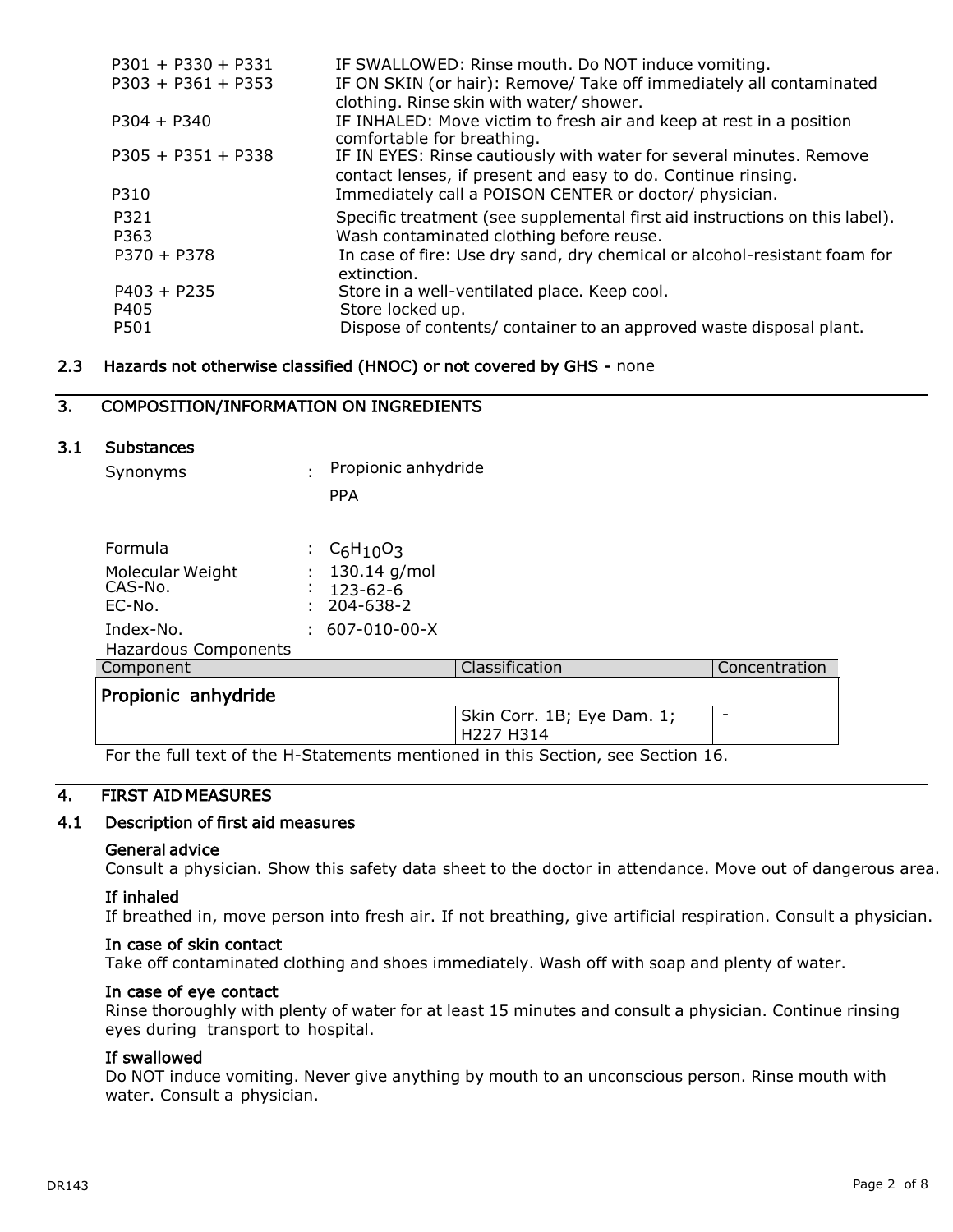| | |
|---|---|
| P301 + P330 + P331 | IF SWALLOWED: Rinse mouth. Do NOT induce vomiting. |
| P303 + P361 + P353 | IF ON SKIN (or hair): Remove/ Take off immediately all contaminated clothing. Rinse skin with water/ shower. |
| P304 + P340 | IF INHALED: Move victim to fresh air and keep at rest in a position comfortable for breathing. |
| P305 + P351 + P338 | IF IN EYES: Rinse cautiously with water for several minutes. Remove contact lenses, if present and easy to do. Continue rinsing. |
| P310 | Immediately call a POISON CENTER or doctor/ physician. |
| P321 | Specific treatment (see supplemental first aid instructions on this label). |
| P363 | Wash contaminated clothing before reuse. |
| P370 + P378 | In case of fire: Use dry sand, dry chemical or alcohol-resistant foam for extinction. |
| P403 + P235 | Store in a well-ventilated place. Keep cool. |
| P405 | Store locked up. |
| P501 | Dispose of contents/ container to an approved waste disposal plant. |

### 2.3 Hazards not otherwise classified (HNOC) or not covered by GHS - none

## 3. COMPOSITION/INFORMATION ON INGREDIENTS

### 3.1 Substances

Synonyms : Propionic anhydride
PPA

Formula : $C_6H_{10}O_3$
Molecular Weight : 130.14 g/mol
CAS-No. : 123-62-6
EC-No. : 204-638-2
Index-No. : 607-010-00-X

Hazardous Components

| Component | Classification | Concentration |
|---|---|---|
| **Propionic anhydride** | | |
| | Skin Corr. 1B; Eye Dam. 1; H227 H314 | - |

For the full text of the H-Statements mentioned in this Section, see Section 16.

## 4. FIRST AID MEASURES

### 4.1 Description of first aid measures

**General advice**
Consult a physician. Show this safety data sheet to the doctor in attendance. Move out of dangerous area.

**If inhaled**
If breathed in, move person into fresh air. If not breathing, give artificial respiration. Consult a physician.

**In case of skin contact**
Take off contaminated clothing and shoes immediately. Wash off with soap and plenty of water.

**In case of eye contact**
Rinse thoroughly with plenty of water for at least 15 minutes and consult a physician. Continue rinsing eyes during transport to hospital.

**If swallowed**
Do NOT induce vomiting. Never give anything by mouth to an unconscious person. Rinse mouth with water. Consult a physician.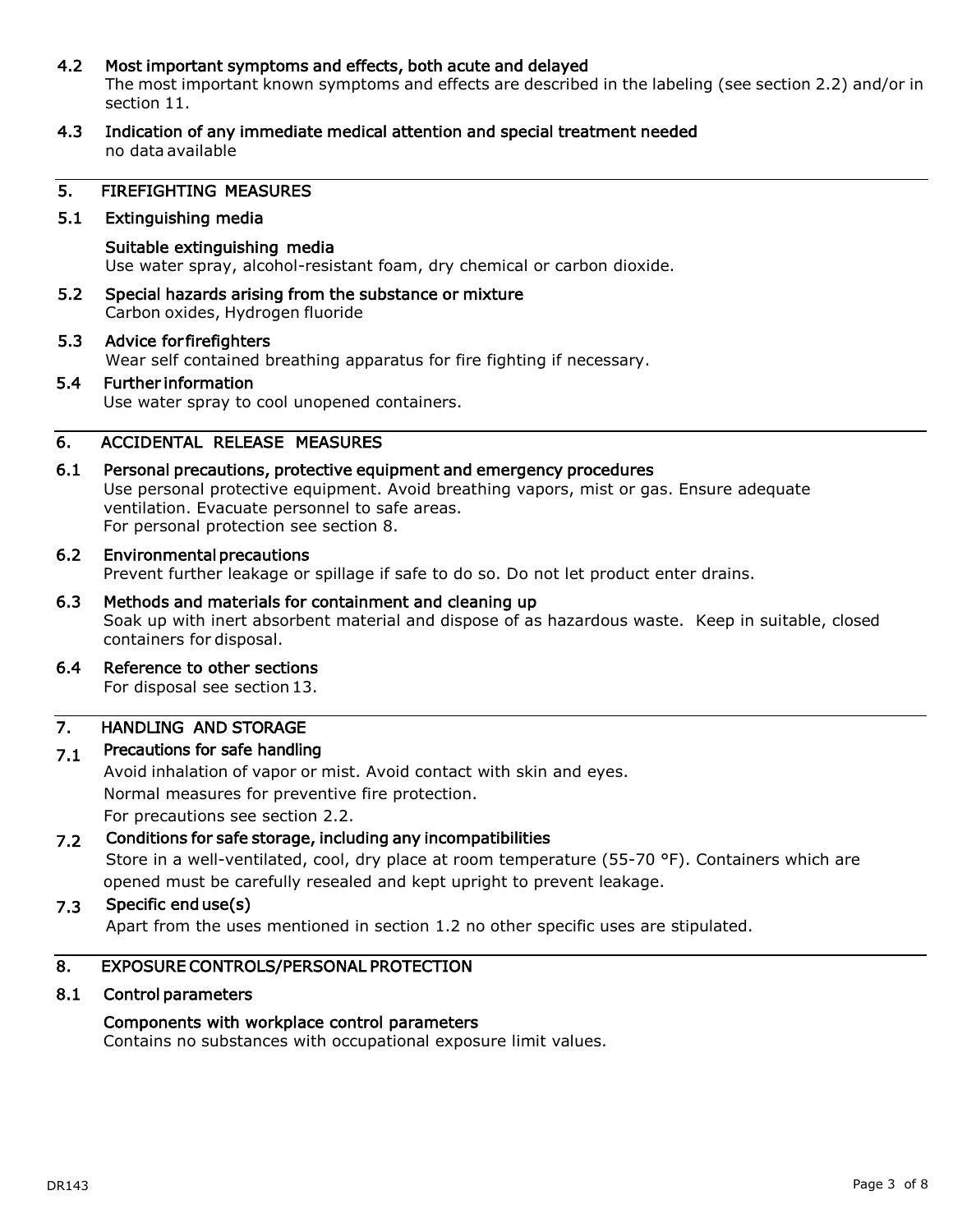### 4.2 Most important symptoms and effects, both acute and delayed

The most important known symptoms and effects are described in the labeling (see section 2.2) and/or in section 11.

### 4.3 Indication of any immediate medical attention and special treatment needed

no data available

## 5. FIREFIGHTING MEASURES

### 5.1 Extinguishing media

#### Suitable extinguishing media

Use water spray, alcohol-resistant foam, dry chemical or carbon dioxide.

### 5.2 Special hazards arising from the substance or mixture

Carbon oxides, Hydrogen fluoride

### 5.3 Advice for firefighters

Wear self contained breathing apparatus for fire fighting if necessary.

### 5.4 Further information

Use water spray to cool unopened containers.

## 6. ACCIDENTAL RELEASE MEASURES

### 6.1 Personal precautions, protective equipment and emergency procedures

Use personal protective equipment. Avoid breathing vapors, mist or gas. Ensure adequate ventilation. Evacuate personnel to safe areas.
For personal protection see section 8.

### 6.2 Environmental precautions

Prevent further leakage or spillage if safe to do so. Do not let product enter drains.

### 6.3 Methods and materials for containment and cleaning up

Soak up with inert absorbent material and dispose of as hazardous waste. Keep in suitable, closed containers for disposal.

### 6.4 Reference to other sections

For disposal see section 13.

## 7. HANDLING AND STORAGE

### 7.1 Precautions for safe handling

Avoid inhalation of vapor or mist. Avoid contact with skin and eyes.
Normal measures for preventive fire protection.
For precautions see section 2.2.

### 7.2 Conditions for safe storage, including any incompatibilities

Store in a well-ventilated, cool, dry place at room temperature (55-70 °F). Containers which are opened must be carefully resealed and kept upright to prevent leakage.

### 7.3 Specific end use(s)

Apart from the uses mentioned in section 1.2 no other specific uses are stipulated.

## 8. EXPOSURE CONTROLS/PERSONAL PROTECTION

### 8.1 Control parameters

#### Components with workplace control parameters

Contains no substances with occupational exposure limit values.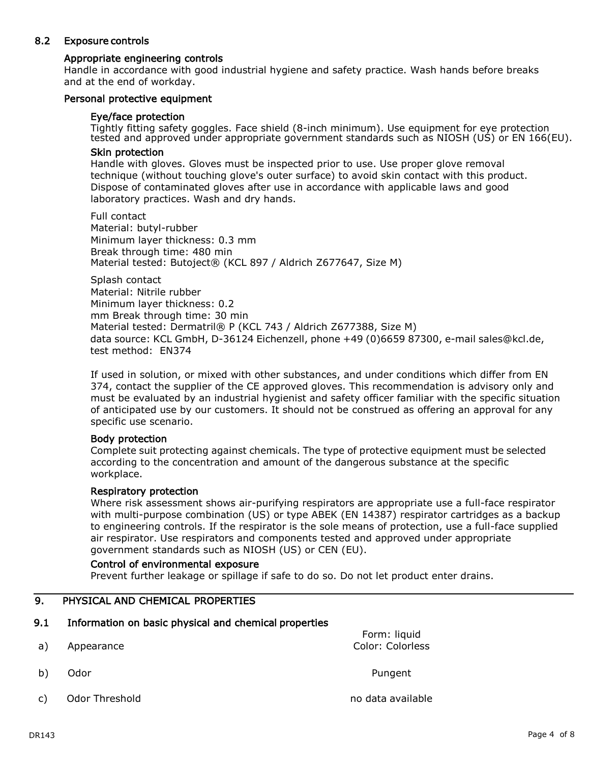### 8.2 Exposure controls

**Appropriate engineering controls**

Handle in accordance with good industrial hygiene and safety practice. Wash hands before breaks and at the end of workday.

**Personal protective equipment**

**Eye/face protection**

Tightly fitting safety goggles. Face shield (8-inch minimum). Use equipment for eye protection tested and approved under appropriate government standards such as NIOSH (US) or EN 166(EU).

**Skin protection**

Handle with gloves. Gloves must be inspected prior to use. Use proper glove removal technique (without touching glove's outer surface) to avoid skin contact with this product. Dispose of contaminated gloves after use in accordance with applicable laws and good laboratory practices. Wash and dry hands.

Full contact
Material: butyl-rubber
Minimum layer thickness: 0.3 mm
Break through time: 480 min
Material tested: Butoject® (KCL 897 / Aldrich Z677647, Size M)

Splash contact
Material: Nitrile rubber
Minimum layer thickness: 0.2
mm Break through time: 30 min
Material tested: Dermatril® P (KCL 743 / Aldrich Z677388, Size M)
data source: KCL GmbH, D-36124 Eichenzell, phone +49 (0)6659 87300, e-mail sales@kcl.de, test method: EN374

If used in solution, or mixed with other substances, and under conditions which differ from EN 374, contact the supplier of the CE approved gloves. This recommendation is advisory only and must be evaluated by an industrial hygienist and safety officer familiar with the specific situation of anticipated use by our customers. It should not be construed as offering an approval for any specific use scenario.

**Body protection**

Complete suit protecting against chemicals. The type of protective equipment must be selected according to the concentration and amount of the dangerous substance at the specific workplace.

**Respiratory protection**

Where risk assessment shows air-purifying respirators are appropriate use a full-face respirator with multi-purpose combination (US) or type ABEK (EN 14387) respirator cartridges as a backup to engineering controls. If the respirator is the sole means of protection, use a full-face supplied air respirator. Use respirators and components tested and approved under appropriate government standards such as NIOSH (US) or CEN (EU).

**Control of environmental exposure**

Prevent further leakage or spillage if safe to do so. Do not let product enter drains.

## 9. PHYSICAL AND CHEMICAL PROPERTIES

### 9.1 Information on basic physical and chemical properties

| | | |
|---|---|---|
| a) | Appearance | Form: liquid<br>Color: Colorless |
| b) | Odor | Pungent |
| c) | Odor Threshold | no data available |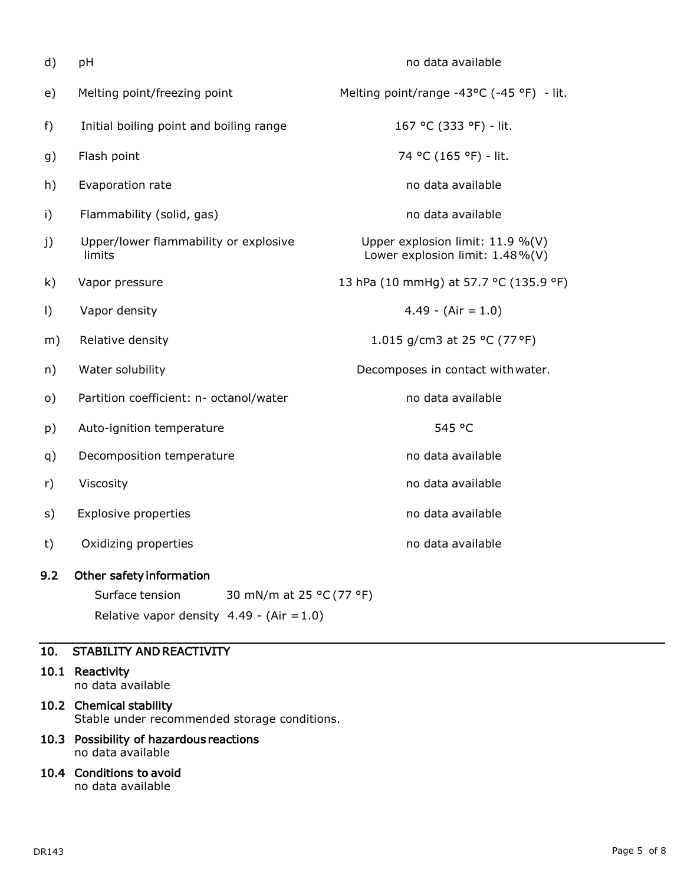| | | |
|---|---|---|
| d) | pH | no data available |
| e) | Melting point/freezing point | Melting point/range -43°C (-45 °F) - lit. |
| f) | Initial boiling point and boiling range | 167 °C (333 °F) - lit. |
| g) | Flash point | 74 °C (165 °F) - lit. |
| h) | Evaporation rate | no data available |
| i) | Flammability (solid, gas) | no data available |
| j) | Upper/lower flammability or explosive limits | Upper explosion limit: 11.9 %(V)<br>Lower explosion limit: 1.48 %(V) |
| k) | Vapor pressure | 13 hPa (10 mmHg) at 57.7 °C (135.9 °F) |
| l) | Vapor density | 4.49 - (Air = 1.0) |
| m) | Relative density | 1.015 g/cm3 at 25 °C (77 °F) |
| n) | Water solubility | Decomposes in contact with water. |
| o) | Partition coefficient: n- octanol/water | no data available |
| p) | Auto-ignition temperature | 545 °C |
| q) | Decomposition temperature | no data available |
| r) | Viscosity | no data available |
| s) | Explosive properties | no data available |
| t) | Oxidizing properties | no data available |

### 9.2 Other safety information

Surface tension 30 mN/m at 25 °C (77 °F)

Relative vapor density 4.49 - (Air = 1.0)

## 10. STABILITY AND REACTIVITY

### 10.1 Reactivity
no data available

### 10.2 Chemical stability
Stable under recommended storage conditions.

### 10.3 Possibility of hazardous reactions
no data available

### 10.4 Conditions to avoid
no data available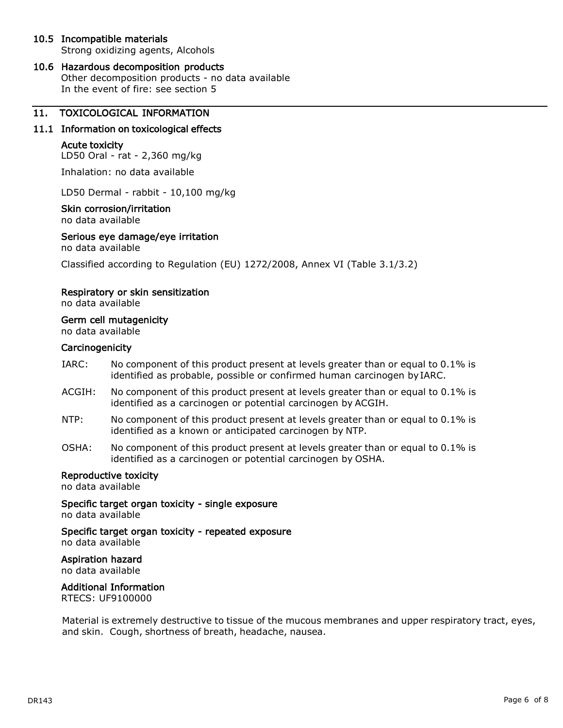### 10.5 Incompatible materials

Strong oxidizing agents, Alcohols

### 10.6 Hazardous decomposition products

Other decomposition products - no data available
In the event of fire: see section 5

## 11. TOXICOLOGICAL INFORMATION

### 11.1 Information on toxicological effects

**Acute toxicity**

LD50 Oral - rat - 2,360 mg/kg

Inhalation: no data available

LD50 Dermal - rabbit - 10,100 mg/kg

**Skin corrosion/irritation**

no data available

**Serious eye damage/eye irritation**

no data available

Classified according to Regulation (EU) 1272/2008, Annex VI (Table 3.1/3.2)

**Respiratory or skin sensitization**

no data available

**Germ cell mutagenicity**

no data available

**Carcinogenicity**

IARC: No component of this product present at levels greater than or equal to 0.1% is identified as probable, possible or confirmed human carcinogen by IARC.

ACGIH: No component of this product present at levels greater than or equal to 0.1% is identified as a carcinogen or potential carcinogen by ACGIH.

NTP: No component of this product present at levels greater than or equal to 0.1% is identified as a known or anticipated carcinogen by NTP.

OSHA: No component of this product present at levels greater than or equal to 0.1% is identified as a carcinogen or potential carcinogen by OSHA.

**Reproductive toxicity**

no data available

**Specific target organ toxicity - single exposure**

no data available

**Specific target organ toxicity - repeated exposure**

no data available

**Aspiration hazard**

no data available

**Additional Information**

RTECS: UF9100000

Material is extremely destructive to tissue of the mucous membranes and upper respiratory tract, eyes, and skin. Cough, shortness of breath, headache, nausea.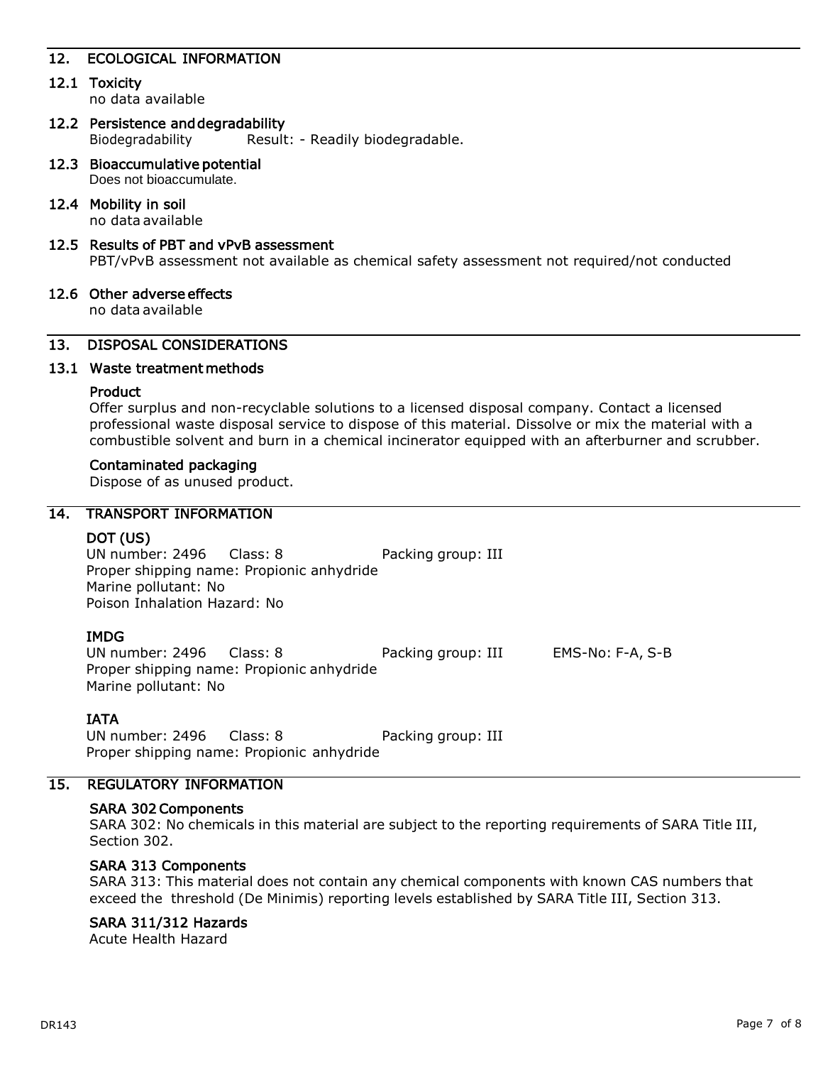## 12. ECOLOGICAL INFORMATION

### 12.1 Toxicity

no data available

### 12.2 Persistence and degradability

Biodegradability Result: - Readily biodegradable.

### 12.3 Bioaccumulative potential

Does not bioaccumulate.

### 12.4 Mobility in soil

no data available

### 12.5 Results of PBT and vPvB assessment

PBT/vPvB assessment not available as chemical safety assessment not required/not conducted

### 12.6 Other adverse effects

no data available

## 13. DISPOSAL CONSIDERATIONS

### 13.1 Waste treatment methods

**Product**

Offer surplus and non-recyclable solutions to a licensed disposal company. Contact a licensed professional waste disposal service to dispose of this material. Dissolve or mix the material with a combustible solvent and burn in a chemical incinerator equipped with an afterburner and scrubber.

**Contaminated packaging**

Dispose of as unused product.

## 14. TRANSPORT INFORMATION

**DOT (US)**

UN number: 2496 Class: 8 Packing group: III
Proper shipping name: Propionic anhydride
Marine pollutant: No
Poison Inhalation Hazard: No

**IMDG**

UN number: 2496 Class: 8 Packing group: III EMS-No: F-A, S-B
Proper shipping name: Propionic anhydride
Marine pollutant: No

**IATA**

UN number: 2496 Class: 8 Packing group: III
Proper shipping name: Propionic anhydride

## 15. REGULATORY INFORMATION

**SARA 302 Components**

SARA 302: No chemicals in this material are subject to the reporting requirements of SARA Title III, Section 302.

**SARA 313 Components**

SARA 313: This material does not contain any chemical components with known CAS numbers that exceed the threshold (De Minimis) reporting levels established by SARA Title III, Section 313.

**SARA 311/312 Hazards**

Acute Health Hazard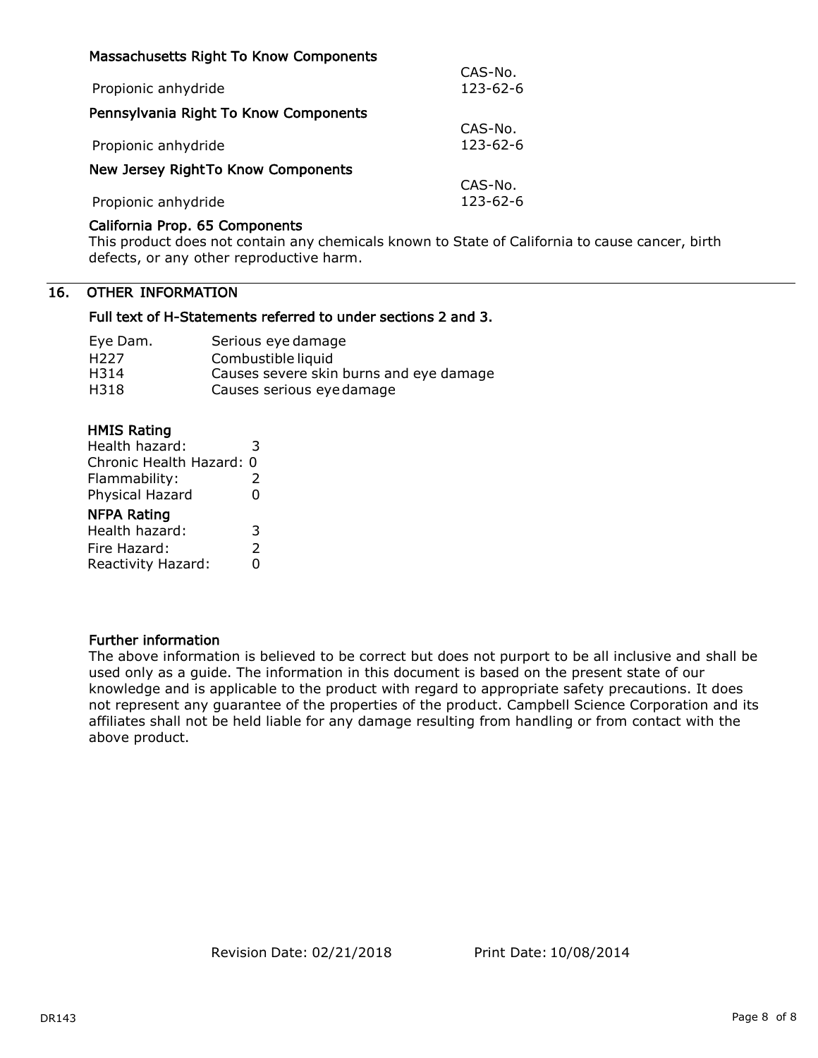### Massachusetts Right To Know Components

| | CAS-No. |
|---|---|
| Propionic anhydride | 123-62-6 |

### Pennsylvania Right To Know Components

| | CAS-No. |
|---|---|
| Propionic anhydride | 123-62-6 |

### New Jersey RightTo Know Components

| | CAS-No. |
|---|---|
| Propionic anhydride | 123-62-6 |

### California Prop. 65 Components

This product does not contain any chemicals known to State of California to cause cancer, birth defects, or any other reproductive harm.

## 16. OTHER INFORMATION

### Full text of H-Statements referred to under sections 2 and 3.

| | |
|---|---|
| Eye Dam. | Serious eye damage |
| H227 | Combustible liquid |
| H314 | Causes severe skin burns and eye damage |
| H318 | Causes serious eye damage |

### HMIS Rating

| | |
|---|---|
| Health hazard: | 3 |
| Chronic Health Hazard: | 0 |
| Flammability: | 2 |
| Physical Hazard | 0 |

### NFPA Rating

| | |
|---|---|
| Health hazard: | 3 |
| Fire Hazard: | 2 |
| Reactivity Hazard: | 0 |

### Further information

The above information is believed to be correct but does not purport to be all inclusive and shall be used only as a guide. The information in this document is based on the present state of our knowledge and is applicable to the product with regard to appropriate safety precautions. It does not represent any guarantee of the properties of the product. Campbell Science Corporation and its affiliates shall not be held liable for any damage resulting from handling or from contact with the above product.

Revision Date: 02/21/2018 Print Date: 10/08/2014

DR143